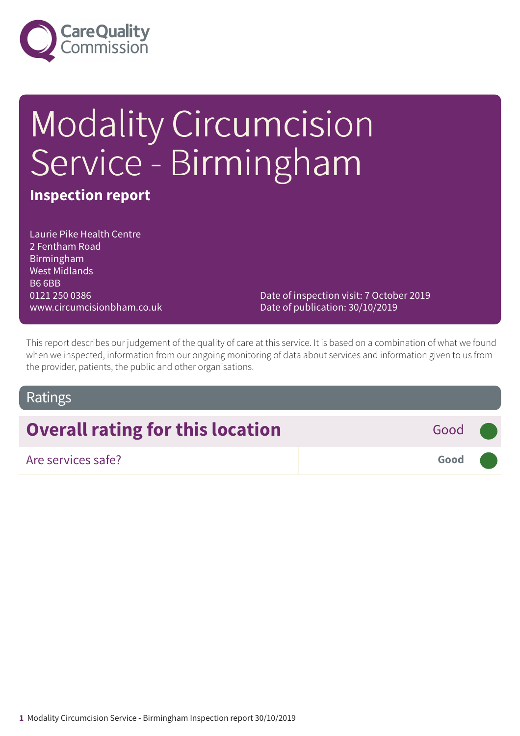Care Quality Commission

# Modality Circumcision Service - Birmingham

## Inspection report

Laurie Pike Health Centre
2 Fentham Road
Birmingham
West Midlands
B6 6BB
0121 250 0386
www.circumcisionbham.co.uk

Date of inspection visit: 7 October 2019
Date of publication: 30/10/2019

This report describes our judgement of the quality of care at this service. It is based on a combination of what we found when we inspected, information from our ongoing monitoring of data about services and information given to us from the provider, patients, the public and other organisations.

## Ratings

| Overall rating for this location | Good |
| --- | --- |
| Are services safe? | Good |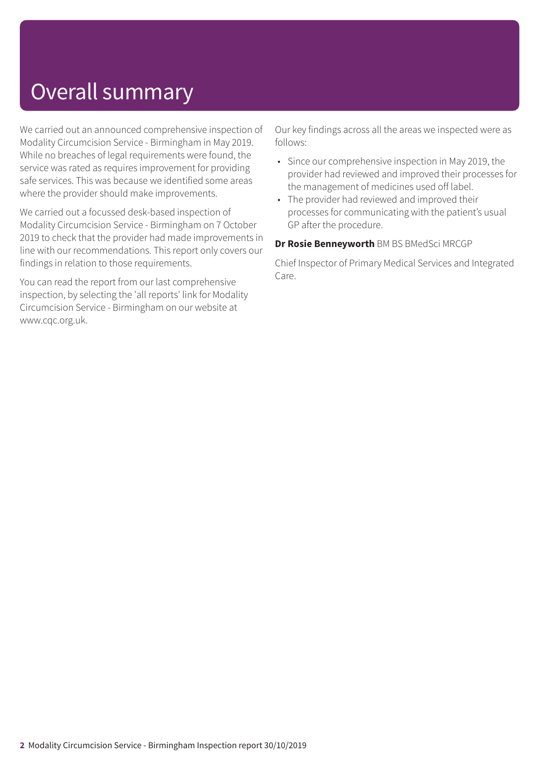# Overall summary

We carried out an announced comprehensive inspection of Modality Circumcision Service - Birmingham in May 2019. While no breaches of legal requirements were found, the service was rated as requires improvement for providing safe services. This was because we identified some areas where the provider should make improvements.

We carried out a focussed desk-based inspection of Modality Circumcision Service - Birmingham on 7 October 2019 to check that the provider had made improvements in line with our recommendations. This report only covers our findings in relation to those requirements.

You can read the report from our last comprehensive inspection, by selecting the 'all reports' link for Modality Circumcision Service - Birmingham on our website at www.cqc.org.uk.

Our key findings across all the areas we inspected were as follows:

- Since our comprehensive inspection in May 2019, the provider had reviewed and improved their processes for the management of medicines used off label.
- The provider had reviewed and improved their processes for communicating with the patient's usual GP after the procedure.

**Dr Rosie Benneyworth** BM BS BMedSci MRCGP

Chief Inspector of Primary Medical Services and Integrated Care.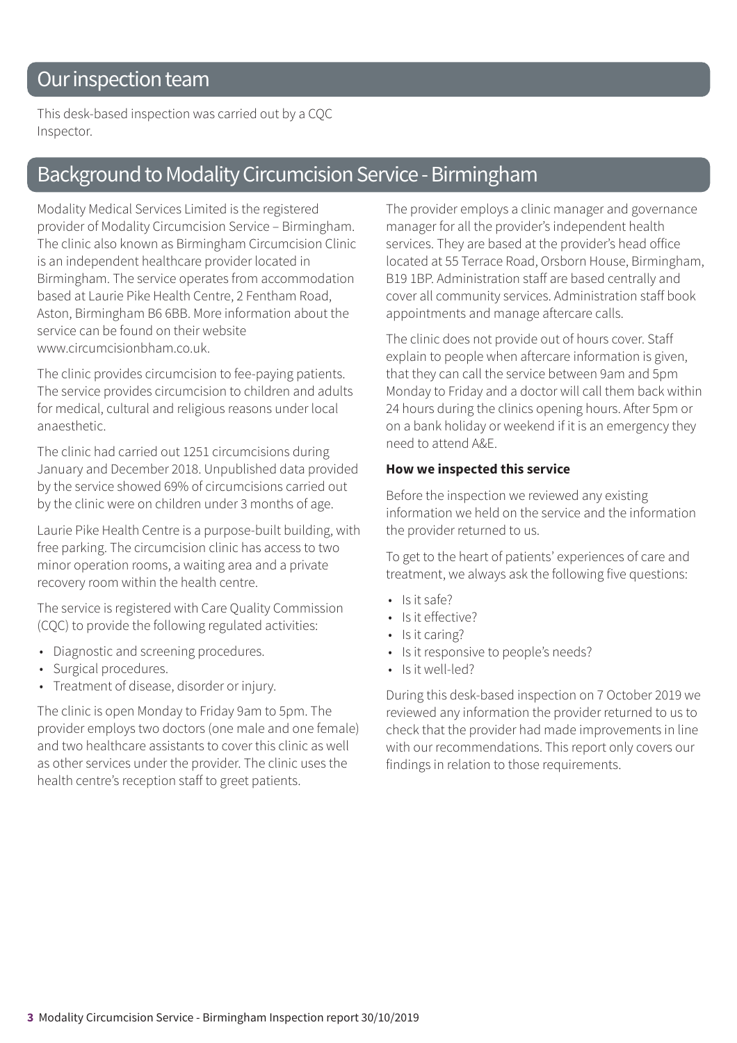## Our inspection team

This desk-based inspection was carried out by a CQC Inspector.

## Background to Modality Circumcision Service - Birmingham

Modality Medical Services Limited is the registered provider of Modality Circumcision Service – Birmingham. The clinic also known as Birmingham Circumcision Clinic is an independent healthcare provider located in Birmingham. The service operates from accommodation based at Laurie Pike Health Centre, 2 Fentham Road, Aston, Birmingham B6 6BB. More information about the service can be found on their website www.circumcisionbham.co.uk.

The clinic provides circumcision to fee-paying patients. The service provides circumcision to children and adults for medical, cultural and religious reasons under local anaesthetic.

The clinic had carried out 1251 circumcisions during January and December 2018. Unpublished data provided by the service showed 69% of circumcisions carried out by the clinic were on children under 3 months of age.

Laurie Pike Health Centre is a purpose-built building, with free parking. The circumcision clinic has access to two minor operation rooms, a waiting area and a private recovery room within the health centre.

The service is registered with Care Quality Commission (CQC) to provide the following regulated activities:

- Diagnostic and screening procedures.
- Surgical procedures.
- Treatment of disease, disorder or injury.

The clinic is open Monday to Friday 9am to 5pm. The provider employs two doctors (one male and one female) and two healthcare assistants to cover this clinic as well as other services under the provider. The clinic uses the health centre's reception staff to greet patients.

The provider employs a clinic manager and governance manager for all the provider's independent health services. They are based at the provider's head office located at 55 Terrace Road, Orsborn House, Birmingham, B19 1BP. Administration staff are based centrally and cover all community services. Administration staff book appointments and manage aftercare calls.

The clinic does not provide out of hours cover. Staff explain to people when aftercare information is given, that they can call the service between 9am and 5pm Monday to Friday and a doctor will call them back within 24 hours during the clinics opening hours. After 5pm or on a bank holiday or weekend if it is an emergency they need to attend A&E.

**How we inspected this service**

Before the inspection we reviewed any existing information we held on the service and the information the provider returned to us.

To get to the heart of patients' experiences of care and treatment, we always ask the following five questions:

- Is it safe?
- Is it effective?
- Is it caring?
- Is it responsive to people's needs?
- Is it well-led?

During this desk-based inspection on 7 October 2019 we reviewed any information the provider returned to us to check that the provider had made improvements in line with our recommendations. This report only covers our findings in relation to those requirements.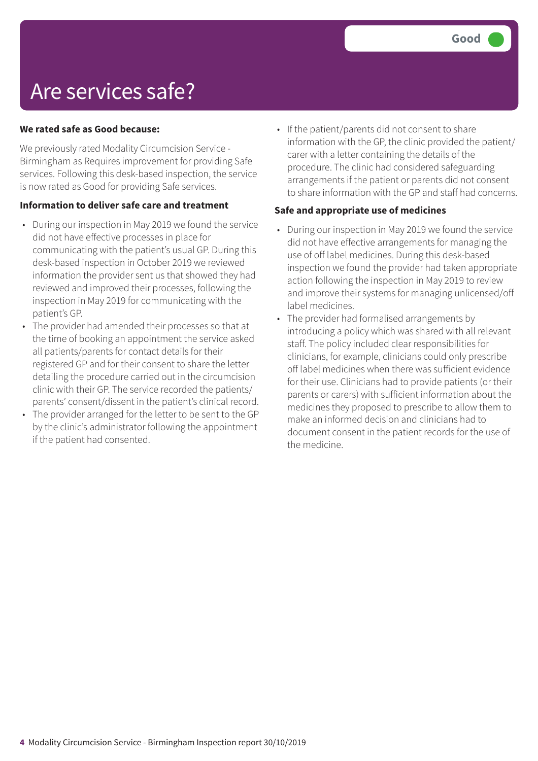# Are services safe?

Good

**We rated safe as Good because:**

We previously rated Modality Circumcision Service - Birmingham as Requires improvement for providing Safe services. Following this desk-based inspection, the service is now rated as Good for providing Safe services.

### Information to deliver safe care and treatment

- During our inspection in May 2019 we found the service did not have effective processes in place for communicating with the patient's usual GP. During this desk-based inspection in October 2019 we reviewed information the provider sent us that showed they had reviewed and improved their processes, following the inspection in May 2019 for communicating with the patient's GP.
- The provider had amended their processes so that at the time of booking an appointment the service asked all patients/parents for contact details for their registered GP and for their consent to share the letter detailing the procedure carried out in the circumcision clinic with their GP. The service recorded the patients/parents' consent/dissent in the patient's clinical record.
- The provider arranged for the letter to be sent to the GP by the clinic's administrator following the appointment if the patient had consented.
- If the patient/parents did not consent to share information with the GP, the clinic provided the patient/carer with a letter containing the details of the procedure. The clinic had considered safeguarding arrangements if the patient or parents did not consent to share information with the GP and staff had concerns.

### Safe and appropriate use of medicines

- During our inspection in May 2019 we found the service did not have effective arrangements for managing the use of off label medicines. During this desk-based inspection we found the provider had taken appropriate action following the inspection in May 2019 to review and improve their systems for managing unlicensed/off label medicines.
- The provider had formalised arrangements by introducing a policy which was shared with all relevant staff. The policy included clear responsibilities for clinicians, for example, clinicians could only prescribe off label medicines when there was sufficient evidence for their use. Clinicians had to provide patients (or their parents or carers) with sufficient information about the medicines they proposed to prescribe to allow them to make an informed decision and clinicians had to document consent in the patient records for the use of the medicine.